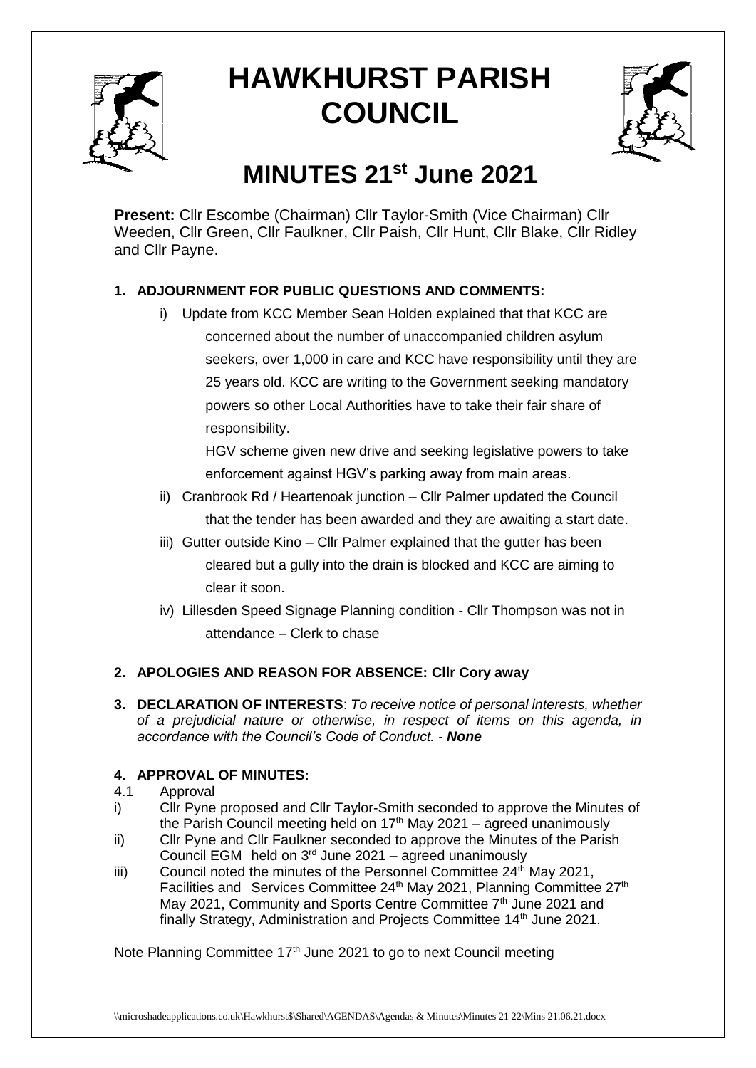# HAWKHURST PARISH COUNCIL

# MINUTES 21st June 2021

**Present:** Cllr Escombe (Chairman) Cllr Taylor-Smith (Vice Chairman) Cllr Weeden, Cllr Green, Cllr Faulkner, Cllr Paish, Cllr Hunt, Cllr Blake, Cllr Ridley and Cllr Payne.

**1. ADJOURNMENT FOR PUBLIC QUESTIONS AND COMMENTS:**

i) Update from KCC Member Sean Holden explained that that KCC are concerned about the number of unaccompanied children asylum seekers, over 1,000 in care and KCC have responsibility until they are 25 years old. KCC are writing to the Government seeking mandatory powers so other Local Authorities have to take their fair share of responsibility.

HGV scheme given new drive and seeking legislative powers to take enforcement against HGV's parking away from main areas.

ii) Cranbrook Rd / Heartenoak junction – Cllr Palmer updated the Council that the tender has been awarded and they are awaiting a start date.

iii) Gutter outside Kino – Cllr Palmer explained that the gutter has been cleared but a gully into the drain is blocked and KCC are aiming to clear it soon.

iv) Lillesden Speed Signage Planning condition - Cllr Thompson was not in attendance – Clerk to chase

**2. APOLOGIES AND REASON FOR ABSENCE: Cllr Cory away**

**3. DECLARATION OF INTERESTS**: *To receive notice of personal interests, whether of a prejudicial nature or otherwise, in respect of items on this agenda, in accordance with the Council's Code of Conduct. -* ***None***

**4. APPROVAL OF MINUTES:**

4.1 Approval

i) Cllr Pyne proposed and Cllr Taylor-Smith seconded to approve the Minutes of the Parish Council meeting held on 17th May 2021 – agreed unanimously

ii) Cllr Pyne and Cllr Faulkner seconded to approve the Minutes of the Parish Council EGM held on 3rd June 2021 – agreed unanimously

iii) Council noted the minutes of the Personnel Committee 24th May 2021, Facilities and Services Committee 24th May 2021, Planning Committee 27th May 2021, Community and Sports Centre Committee 7th June 2021 and finally Strategy, Administration and Projects Committee 14th June 2021.

Note Planning Committee 17th June 2021 to go to next Council meeting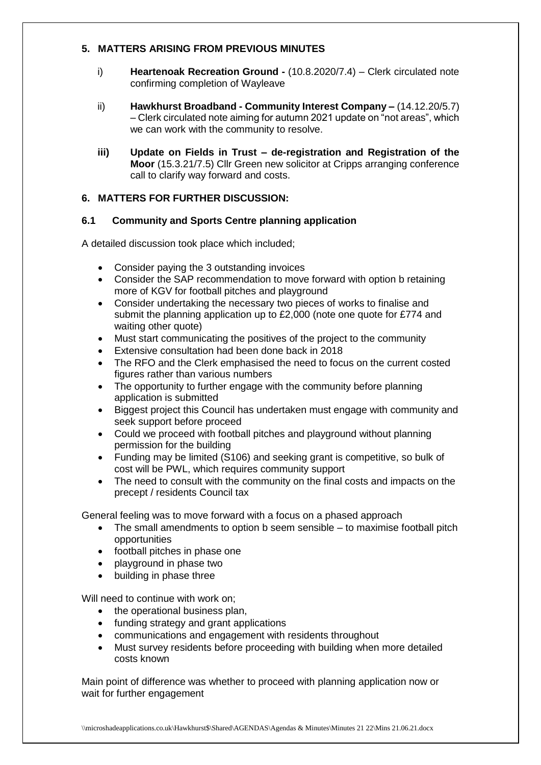## 5. MATTERS ARISING FROM PREVIOUS MINUTES

i) **Heartenoak Recreation Ground -** (10.8.2020/7.4) – Clerk circulated note confirming completion of Wayleave

ii) **Hawkhurst Broadband - Community Interest Company –** (14.12.20/5.7) – Clerk circulated note aiming for autumn 2021 update on "not areas", which we can work with the community to resolve.

**iii) Update on Fields in Trust – de-registration and Registration of the Moor** (15.3.21/7.5) Cllr Green new solicitor at Cripps arranging conference call to clarify way forward and costs.

## 6. MATTERS FOR FURTHER DISCUSSION:

### 6.1 Community and Sports Centre planning application

A detailed discussion took place which included;

- Consider paying the 3 outstanding invoices
- Consider the SAP recommendation to move forward with option b retaining more of KGV for football pitches and playground
- Consider undertaking the necessary two pieces of works to finalise and submit the planning application up to £2,000 (note one quote for £774 and waiting other quote)
- Must start communicating the positives of the project to the community
- Extensive consultation had been done back in 2018
- The RFO and the Clerk emphasised the need to focus on the current costed figures rather than various numbers
- The opportunity to further engage with the community before planning application is submitted
- Biggest project this Council has undertaken must engage with community and seek support before proceed
- Could we proceed with football pitches and playground without planning permission for the building
- Funding may be limited (S106) and seeking grant is competitive, so bulk of cost will be PWL, which requires community support
- The need to consult with the community on the final costs and impacts on the precept / residents Council tax

General feeling was to move forward with a focus on a phased approach

- The small amendments to option b seem sensible – to maximise football pitch opportunities
- football pitches in phase one
- playground in phase two
- building in phase three

Will need to continue with work on;

- the operational business plan,
- funding strategy and grant applications
- communications and engagement with residents throughout
- Must survey residents before proceeding with building when more detailed costs known

Main point of difference was whether to proceed with planning application now or wait for further engagement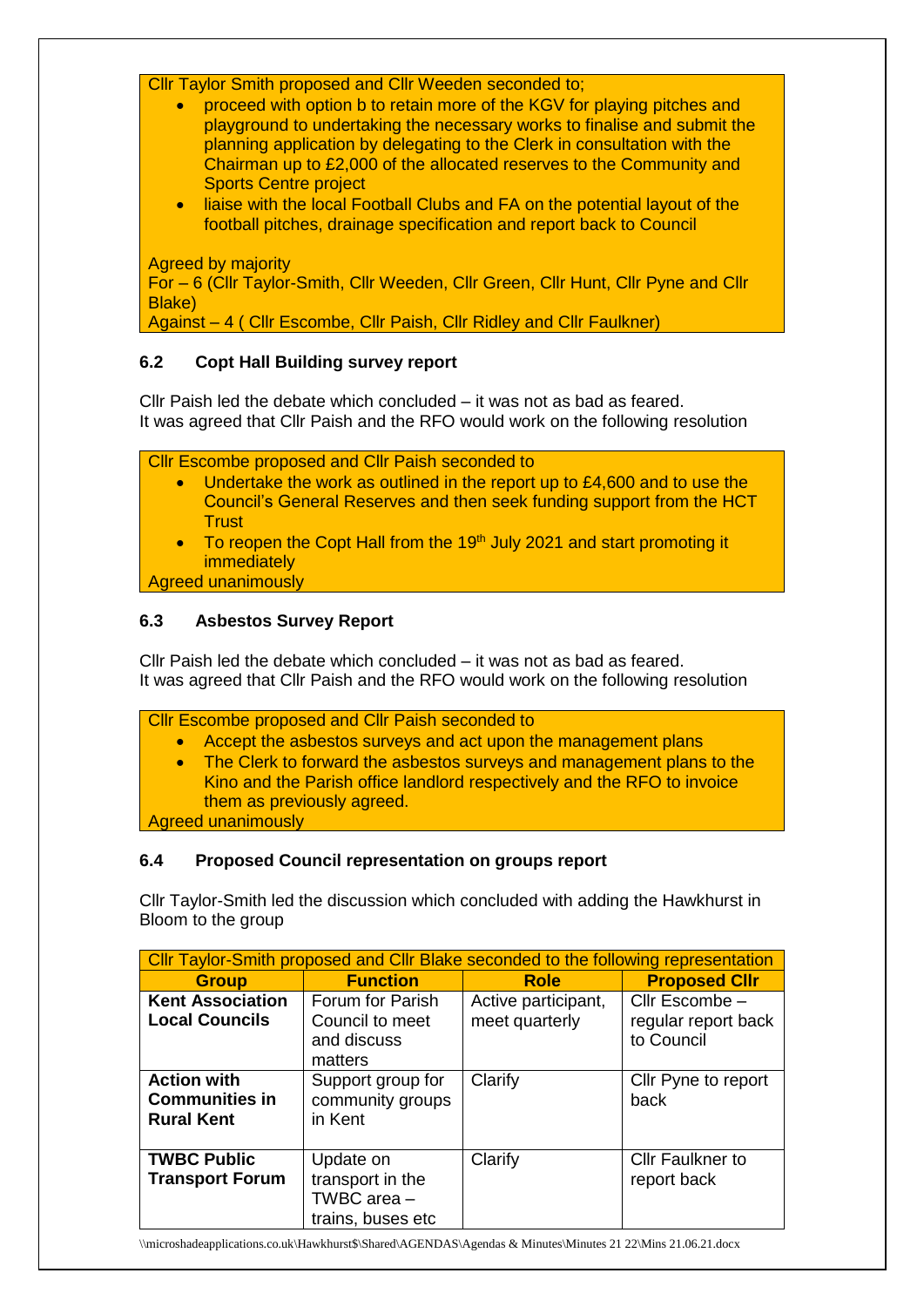Cllr Taylor Smith proposed and Cllr Weeden seconded to;

- proceed with option b to retain more of the KGV for playing pitches and playground to undertaking the necessary works to finalise and submit the planning application by delegating to the Clerk in consultation with the Chairman up to £2,000 of the allocated reserves to the Community and Sports Centre project
- liaise with the local Football Clubs and FA on the potential layout of the football pitches, drainage specification and report back to Council

Agreed by majority
For – 6 (Cllr Taylor-Smith, Cllr Weeden, Cllr Green, Cllr Hunt, Cllr Pyne and Cllr Blake)
Against – 4 ( Cllr Escombe, Cllr Paish, Cllr Ridley and Cllr Faulkner)

### 6.2 Copt Hall Building survey report

Cllr Paish led the debate which concluded – it was not as bad as feared.
It was agreed that Cllr Paish and the RFO would work on the following resolution

Cllr Escombe proposed and Cllr Paish seconded to

- Undertake the work as outlined in the report up to £4,600 and to use the Council's General Reserves and then seek funding support from the HCT Trust
- To reopen the Copt Hall from the 19th July 2021 and start promoting it immediately

Agreed unanimously

### 6.3 Asbestos Survey Report

Cllr Paish led the debate which concluded – it was not as bad as feared.
It was agreed that Cllr Paish and the RFO would work on the following resolution

Cllr Escombe proposed and Cllr Paish seconded to

- Accept the asbestos surveys and act upon the management plans
- The Clerk to forward the asbestos surveys and management plans to the Kino and the Parish office landlord respectively and the RFO to invoice them as previously agreed.

Agreed unanimously

### 6.4 Proposed Council representation on groups report

Cllr Taylor-Smith led the discussion which concluded with adding the Hawkhurst in Bloom to the group

Cllr Taylor-Smith proposed and Cllr Blake seconded to the following representation

| Group | Function | Role | Proposed Cllr |
|---|---|---|---|
| **Kent Association Local Councils** | Forum for Parish Council to meet and discuss matters | Active participant, meet quarterly | Cllr Escombe – regular report back to Council |
| **Action with Communities in Rural Kent** | Support group for community groups in Kent | Clarify | Cllr Pyne to report back |
| **TWBC Public Transport Forum** | Update on transport in the TWBC area – trains, buses etc | Clarify | Cllr Faulkner to report back |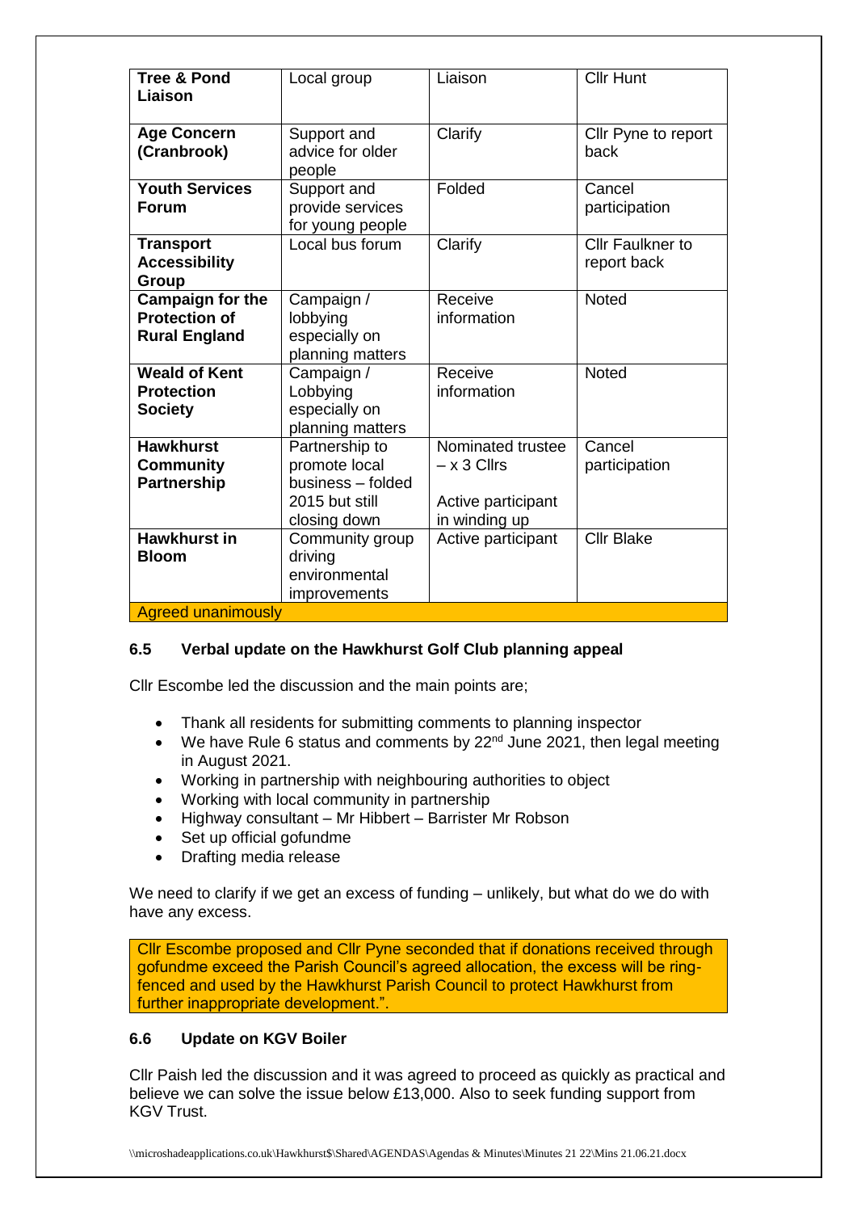| **Tree & Pond Liaison** | Local group | Liaison | Cllr Hunt |
|---|---|---|---|
| **Age Concern (Cranbrook)** | Support and advice for older people | Clarify | Cllr Pyne to report back |
| **Youth Services Forum** | Support and provide services for young people | Folded | Cancel participation |
| **Transport Accessibility Group** | Local bus forum | Clarify | Cllr Faulkner to report back |
| **Campaign for the Protection of Rural England** | Campaign / lobbying especially on planning matters | Receive information | Noted |
| **Weald of Kent Protection Society** | Campaign / Lobbying especially on planning matters | Receive information | Noted |
| **Hawkhurst Community Partnership** | Partnership to promote local business – folded 2015 but still closing down | Nominated trustee – x 3 Cllrs<br><br>Active participant in winding up | Cancel participation |
| **Hawkhurst in Bloom** | Community group driving environmental improvements | Active participant | Cllr Blake |
| Agreed unanimously | | | |

### 6.5 Verbal update on the Hawkhurst Golf Club planning appeal

Cllr Escombe led the discussion and the main points are;

- Thank all residents for submitting comments to planning inspector
- We have Rule 6 status and comments by 22nd June 2021, then legal meeting in August 2021.
- Working in partnership with neighbouring authorities to object
- Working with local community in partnership
- Highway consultant – Mr Hibbert – Barrister Mr Robson
- Set up official gofundme
- Drafting media release

We need to clarify if we get an excess of funding – unlikely, but what do we do with have any excess.

Cllr Escombe proposed and Cllr Pyne seconded that if donations received through gofundme exceed the Parish Council's agreed allocation, the excess will be ring-fenced and used by the Hawkhurst Parish Council to protect Hawkhurst from further inappropriate development.".

### 6.6 Update on KGV Boiler

Cllr Paish led the discussion and it was agreed to proceed as quickly as practical and believe we can solve the issue below £13,000. Also to seek funding support from KGV Trust.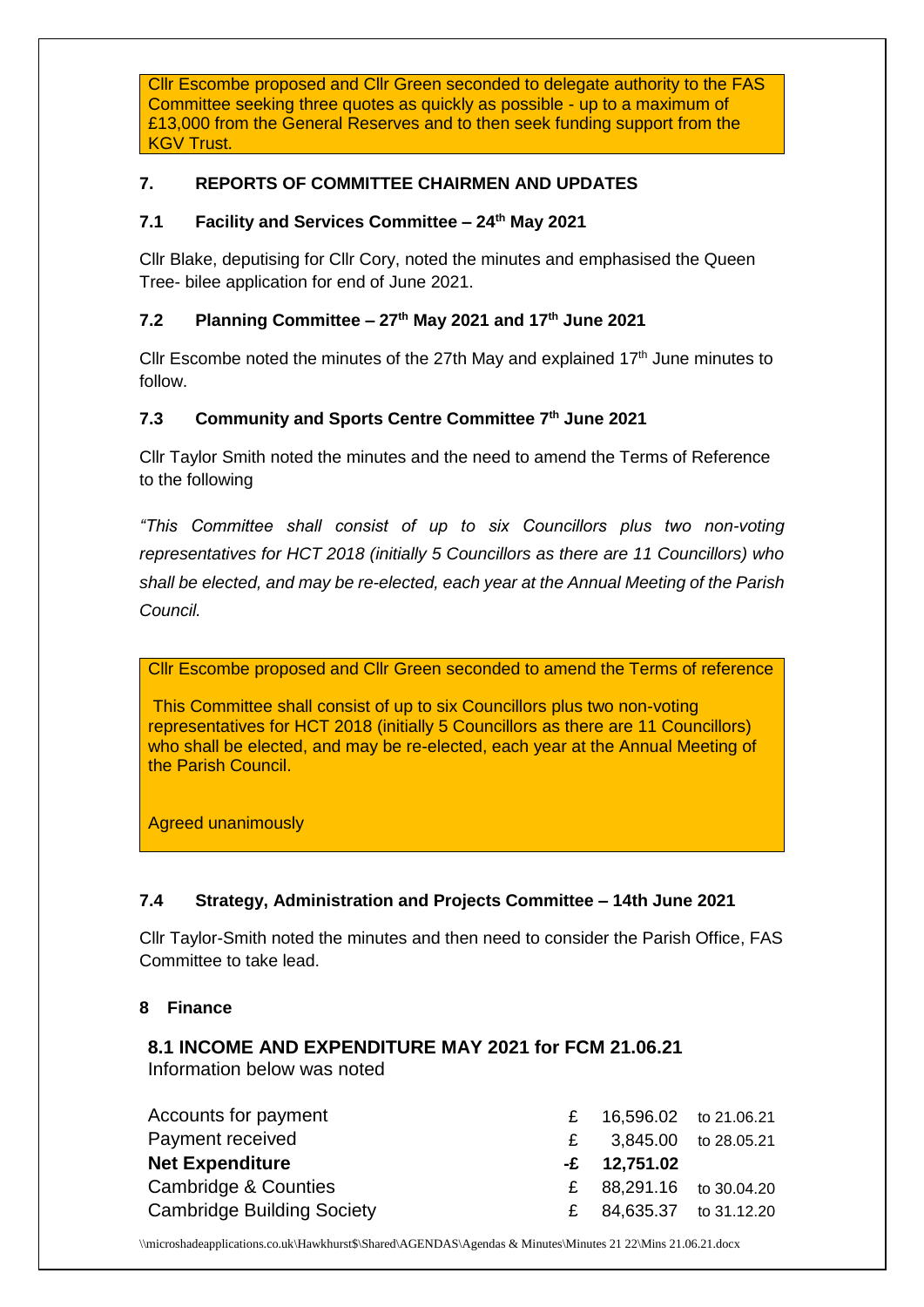Cllr Escombe proposed and Cllr Green seconded to delegate authority to the FAS Committee seeking three quotes as quickly as possible - up to a maximum of £13,000 from the General Reserves and to then seek funding support from the KGV Trust.

## 7. REPORTS OF COMMITTEE CHAIRMEN AND UPDATES

### 7.1 Facility and Services Committee – 24th May 2021

Cllr Blake, deputising for Cllr Cory, noted the minutes and emphasised the Queen Tree- bilee application for end of June 2021.

### 7.2 Planning Committee – 27th May 2021 and 17th June 2021

Cllr Escombe noted the minutes of the 27th May and explained 17th June minutes to follow.

### 7.3 Community and Sports Centre Committee 7th June 2021

Cllr Taylor Smith noted the minutes and the need to amend the Terms of Reference to the following

*"This Committee shall consist of up to six Councillors plus two non-voting representatives for HCT 2018 (initially 5 Councillors as there are 11 Councillors) who shall be elected, and may be re-elected, each year at the Annual Meeting of the Parish Council.*

Cllr Escombe proposed and Cllr Green seconded to amend the Terms of reference

This Committee shall consist of up to six Councillors plus two non-voting representatives for HCT 2018 (initially 5 Councillors as there are 11 Councillors) who shall be elected, and may be re-elected, each year at the Annual Meeting of the Parish Council.

Agreed unanimously

### 7.4 Strategy, Administration and Projects Committee – 14th June 2021

Cllr Taylor-Smith noted the minutes and then need to consider the Parish Office, FAS Committee to take lead.

## 8 Finance

### 8.1 INCOME AND EXPENDITURE MAY 2021 for FCM 21.06.21

Information below was noted

| | | | |
|---|---|---|---|
| Accounts for payment | £ | 16,596.02 | to 21.06.21 |
| Payment received | £ | 3,845.00 | to 28.05.21 |
| **Net Expenditure** | **-£** | **12,751.02** | |
| Cambridge & Counties | £ | 88,291.16 | to 30.04.20 |
| Cambridge Building Society | £ | 84,635.37 | to 31.12.20 |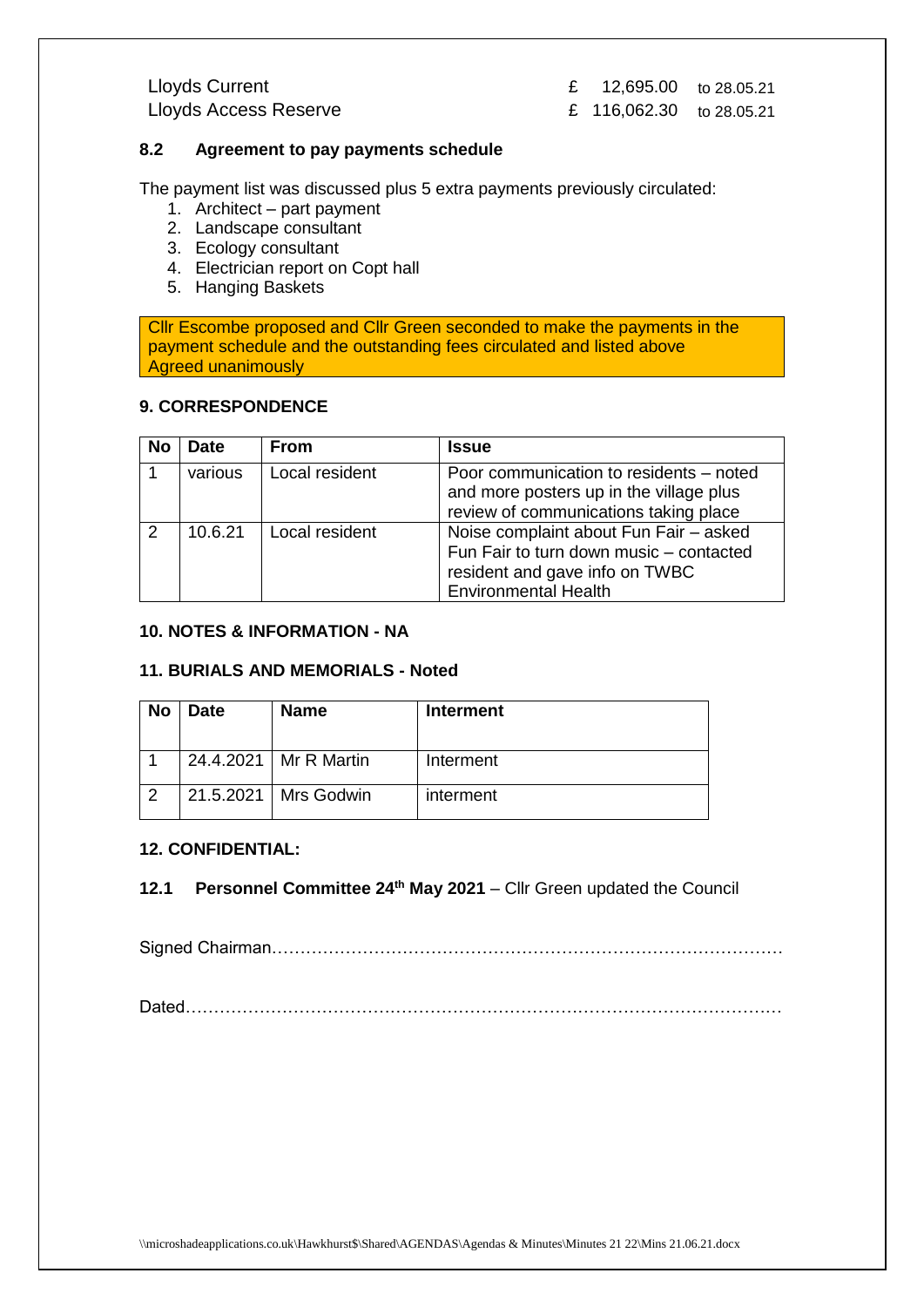| | | |
|---|---|---|
| Lloyds Current | £ 12,695.00 | to 28.05.21 |
| Lloyds Access Reserve | £ 116,062.30 | to 28.05.21 |

### 8.2 Agreement to pay payments schedule

The payment list was discussed plus 5 extra payments previously circulated:

1. Architect – part payment
2. Landscape consultant
3. Ecology consultant
4. Electrician report on Copt hall
5. Hanging Baskets

Cllr Escombe proposed and Cllr Green seconded to make the payments in the payment schedule and the outstanding fees circulated and listed above
Agreed unanimously

## 9. CORRESPONDENCE

| No | Date | From | Issue |
|---|---|---|---|
| 1 | various | Local resident | Poor communication to residents – noted and more posters up in the village plus review of communications taking place |
| 2 | 10.6.21 | Local resident | Noise complaint about Fun Fair – asked Fun Fair to turn down music – contacted resident and gave info on TWBC Environmental Health |

## 10. NOTES & INFORMATION - NA

## 11. BURIALS AND MEMORIALS - Noted

| No | Date | Name | Interment |
|---|---|---|---|
| 1 | 24.4.2021 | Mr R Martin | Interment |
| 2 | 21.5.2021 | Mrs Godwin | interment |

## 12. CONFIDENTIAL:

**12.1 Personnel Committee 24th May 2021** – Cllr Green updated the Council

Signed Chairman……………………………………………………………………………

Dated………………………………………………………………………………………